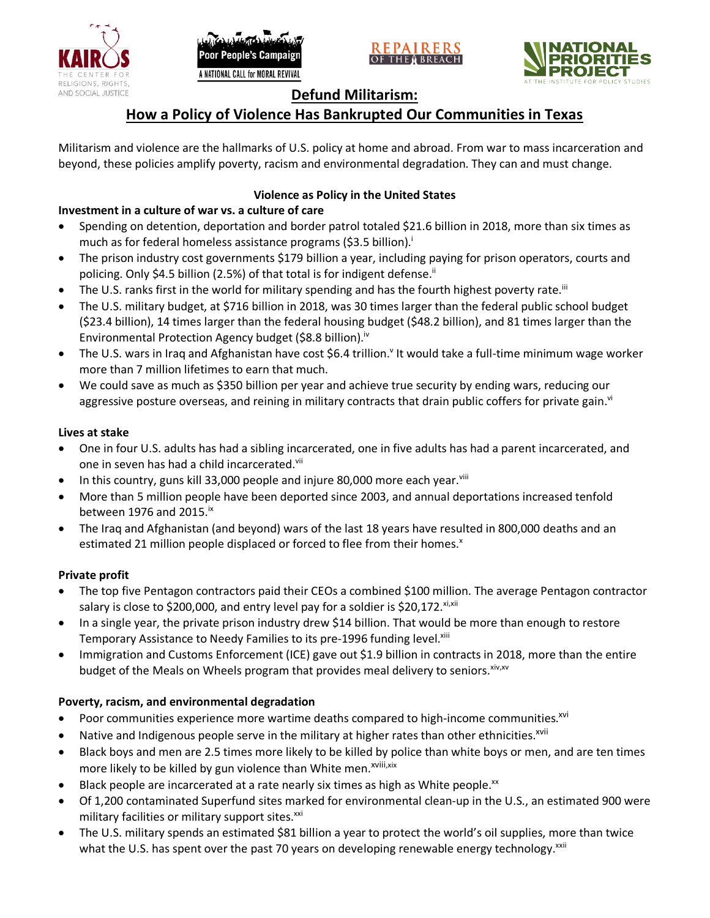# Defund Militarism:

## How a Policy of Violence Has Bankrupted Our Communities in Texas

Militarism and violence are the hallmarks of U.S. policy at home and abroad. From war to mass incarceration and beyond, these policies amplify poverty, racism and environmental degradation. They can and must change.

### Violence as Policy in the United States

**Investment in a culture of war vs. a culture of care**

- Spending on detention, deportation and border patrol totaled $21.6 billion in 2018, more than six times as much as for federal homeless assistance programs ($3.5 billion).[i]
- The prison industry cost governments $179 billion a year, including paying for prison operators, courts and policing. Only $4.5 billion (2.5%) of that total is for indigent defense.[ii]
- The U.S. ranks first in the world for military spending and has the fourth highest poverty rate.[iii]
- The U.S. military budget, at $716 billion in 2018, was 30 times larger than the federal public school budget ($23.4 billion), 14 times larger than the federal housing budget ($48.2 billion), and 81 times larger than the Environmental Protection Agency budget ($8.8 billion).[iv]
- The U.S. wars in Iraq and Afghanistan have cost $6.4 trillion.[v] It would take a full-time minimum wage worker more than 7 million lifetimes to earn that much.
- We could save as much as $350 billion per year and achieve true security by ending wars, reducing our aggressive posture overseas, and reining in military contracts that drain public coffers for private gain.[vi]

**Lives at stake**

- One in four U.S. adults has had a sibling incarcerated, one in five adults has had a parent incarcerated, and one in seven has had a child incarcerated.[vii]
- In this country, guns kill 33,000 people and injure 80,000 more each year.[viii]
- More than 5 million people have been deported since 2003, and annual deportations increased tenfold between 1976 and 2015.[ix]
- The Iraq and Afghanistan (and beyond) wars of the last 18 years have resulted in 800,000 deaths and an estimated 21 million people displaced or forced to flee from their homes.[x]

**Private profit**

- The top five Pentagon contractors paid their CEOs a combined $100 million. The average Pentagon contractor salary is close to $200,000, and entry level pay for a soldier is $20,172.[xi,xii]
- In a single year, the private prison industry drew $14 billion. That would be more than enough to restore Temporary Assistance to Needy Families to its pre-1996 funding level.[xiii]
- Immigration and Customs Enforcement (ICE) gave out $1.9 billion in contracts in 2018, more than the entire budget of the Meals on Wheels program that provides meal delivery to seniors.[xiv,xv]

**Poverty, racism, and environmental degradation**

- Poor communities experience more wartime deaths compared to high-income communities.[xvi]
- Native and Indigenous people serve in the military at higher rates than other ethnicities.[xvii]
- Black boys and men are 2.5 times more likely to be killed by police than white boys or men, and are ten times more likely to be killed by gun violence than White men.[xviii,xix]
- Black people are incarcerated at a rate nearly six times as high as White people.[xx]
- Of 1,200 contaminated Superfund sites marked for environmental clean-up in the U.S., an estimated 900 were military facilities or military support sites.[xxi]
- The U.S. military spends an estimated $81 billion a year to protect the world's oil supplies, more than twice what the U.S. has spent over the past 70 years on developing renewable energy technology.[xxii]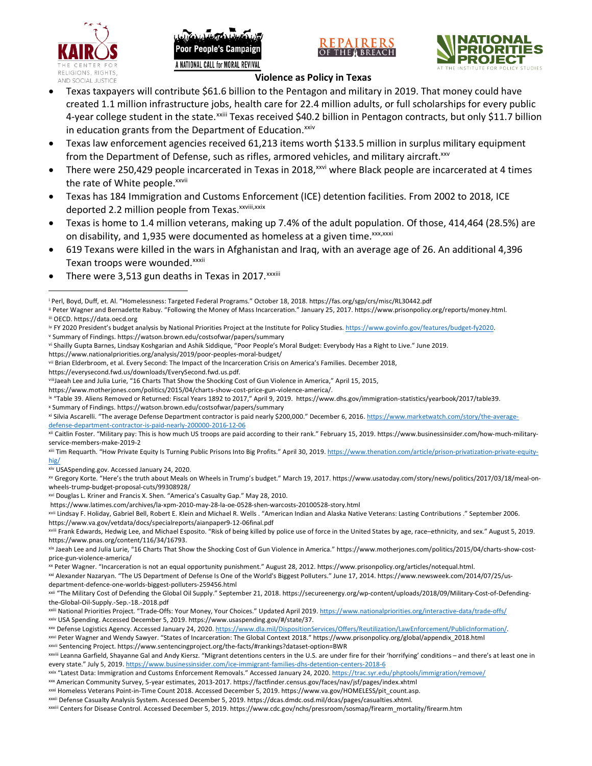**Violence as Policy in Texas**

- Texas taxpayers will contribute $61.6 billion to the Pentagon and military in 2019. That money could have created 1.1 million infrastructure jobs, health care for 22.4 million adults, or full scholarships for every public 4-year college student in the state.[xxiii] Texas received $40.2 billion in Pentagon contracts, but only $11.7 billion in education grants from the Department of Education.[xxiv]
- Texas law enforcement agencies received 61,213 items worth $133.5 million in surplus military equipment from the Department of Defense, such as rifles, armored vehicles, and military aircraft.[xxv]
- There were 250,429 people incarcerated in Texas in 2018,[xxvi] where Black people are incarcerated at 4 times the rate of White people.[xxvii]
- Texas has 184 Immigration and Customs Enforcement (ICE) detention facilities. From 2002 to 2018, ICE deported 2.2 million people from Texas.[xxviii,xxix]
- Texas is home to 1.4 million veterans, making up 7.4% of the adult population. Of those, 414,464 (28.5%) are on disability, and 1,935 were documented as homeless at a given time.[xxx,xxxi]
- 619 Texans were killed in the wars in Afghanistan and Iraq, with an average age of 26. An additional 4,396 Texan troops were wounded.[xxxii]
- There were 3,513 gun deaths in Texas in 2017.[xxxiii]

---

[i] Perl, Boyd, Duff, et. Al. "Homelessness: Targeted Federal Programs." October 18, 2018. https://fas.org/sgp/crs/misc/RL30442.pdf

[ii] Peter Wagner and Bernadette Rabuy. "Following the Money of Mass Incarceration." January 25, 2017. https://www.prisonpolicy.org/reports/money.html.

[iii] OECD. https://data.oecd.org

[iv] FY 2020 President's budget analysis by National Priorities Project at the Institute for Policy Studies. https://www.govinfo.gov/features/budget-fy2020.

[v] Summary of Findings. https://watson.brown.edu/costsofwar/papers/summary

[vi] Shailly Gupta Barnes, Lindsay Koshgarian and Ashik Siddique, "Poor People's Moral Budget: Everybody Has a Right to Live." June 2019. https://www.nationalpriorities.org/analysis/2019/poor-peoples-moral-budget/

[vii] Brian Elderbroom, et al. Every Second: The Impact of the Incarceration Crisis on America's Families. December 2018, https://everysecond.fwd.us/downloads/EverySecond.fwd.us.pdf.

[viii] Jaeah Lee and Julia Lurie, "16 Charts That Show the Shocking Cost of Gun Violence in America," April 15, 2015, https://www.motherjones.com/politics/2015/04/charts-show-cost-price-gun-violence-america/.

[ix] "Table 39. Aliens Removed or Returned: Fiscal Years 1892 to 2017," April 9, 2019. https://www.dhs.gov/immigration-statistics/yearbook/2017/table39.

[x] Summary of Findings. https://watson.brown.edu/costsofwar/papers/summary

[xi] Silvia Ascarelli. "The average Defense Department contractor is paid nearly $200,000." December 6, 2016. https://www.marketwatch.com/story/the-average-defense-department-contractor-is-paid-nearly-200000-2016-12-06

[xii] Caitlin Foster. "Military pay: This is how much US troops are paid according to their rank." February 15, 2019. https://www.businessinsider.com/how-much-military-service-members-make-2019-2

[xiii] Tim Requarth. "How Private Equity Is Turning Public Prisons Into Big Profits." April 30, 2019. https://www.thenation.com/article/prison-privatization-private-equity-hig/

[xiv] USASpending.gov. Accessed January 24, 2020.

[xv] Gregory Korte. "Here's the truth about Meals on Wheels in Trump's budget." March 19, 2017. https://www.usatoday.com/story/news/politics/2017/03/18/meal-on-wheels-trump-budget-proposal-cuts/99308928/

[xvi] Douglas L. Kriner and Francis X. Shen. "America's Casualty Gap." May 28, 2010. https://www.latimes.com/archives/la-xpm-2010-may-28-la-oe-0528-shen-warcosts-20100528-story.html

[xvii] Lindsay F. Holiday, Gabriel Bell, Robert E. Klein and Michael R. Wells . "American Indian and Alaska Native Veterans: Lasting Contributions ." September 2006. https://www.va.gov/vetdata/docs/specialreports/aianpaper9-12-06final.pdf

[xviii] Frank Edwards, Hedwig Lee, and Michael Esposito. "Risk of being killed by police use of force in the United States by age, race–ethnicity, and sex." August 5, 2019. https://www.pnas.org/content/116/34/16793.

[xix] Jaeah Lee and Julia Lurie, "16 Charts That Show the Shocking Cost of Gun Violence in America." https://www.motherjones.com/politics/2015/04/charts-show-cost-price-gun-violence-america/

[xx] Peter Wagner. "Incarceration is not an equal opportunity punishment." August 28, 2012. https://www.prisonpolicy.org/articles/notequal.html.

[xxi] Alexander Nazaryan. "The US Department of Defense Is One of the World's Biggest Polluters." June 17, 2014. https://www.newsweek.com/2014/07/25/us-department-defence-one-worlds-biggest-polluters-259456.html

[xxii] "The Military Cost of Defending the Global Oil Supply." September 21, 2018. https://secureenergy.org/wp-content/uploads/2018/09/Military-Cost-of-Defending-the-Global-Oil-Supply.-Sep.-18.-2018.pdf

[xxiii] National Priorities Project. "Trade-Offs: Your Money, Your Choices." Updated April 2019. https://www.nationalpriorities.org/interactive-data/trade-offs/

[xxiv] USA Spending. Accessed December 5, 2019. https://www.usaspending.gov/#/state/37.

[xxv] Defense Logistics Agency. Accessed January 24, 2020. https://www.dla.mil/DispositionServices/Offers/Reutilization/LawEnforcement/PublicInformation/.

[xxvi] Peter Wagner and Wendy Sawyer. "States of Incarceration: The Global Context 2018." https://www.prisonpolicy.org/global/appendix_2018.html

[xxvii] Sentencing Project. https://www.sentencingproject.org/the-facts/#rankings?dataset-option=BWR

[xxviii] Leanna Garfield, Shayanne Gal and Andy Kiersz. "Migrant detentions centers in the U.S. are under fire for their 'horrifying' conditions – and there's at least one in every state." July 5, 2019. https://www.businessinsider.com/ice-immigrant-families-dhs-detention-centers-2018-6

[xxix] "Latest Data: Immigration and Customs Enforcement Removals." Accessed January 24, 2020. https://trac.syr.edu/phptools/immigration/remove/

[xxx] American Community Survey, 5-year estimates, 2013-2017. https://factfinder.census.gov/faces/nav/jsf/pages/index.xhtml

[xxxi] Homeless Veterans Point-in-Time Count 2018. Accessed December 5, 2019. https://www.va.gov/HOMELESS/pit_count.asp.

[xxxii] Defense Casualty Analysis System. Accessed December 5, 2019. https://dcas.dmdc.osd.mil/dcas/pages/casualties.xhtml.

[xxxiii] Centers for Disease Control. Accessed December 5, 2019. https://www.cdc.gov/nchs/pressroom/sosmap/firearm_mortality/firearm.htm